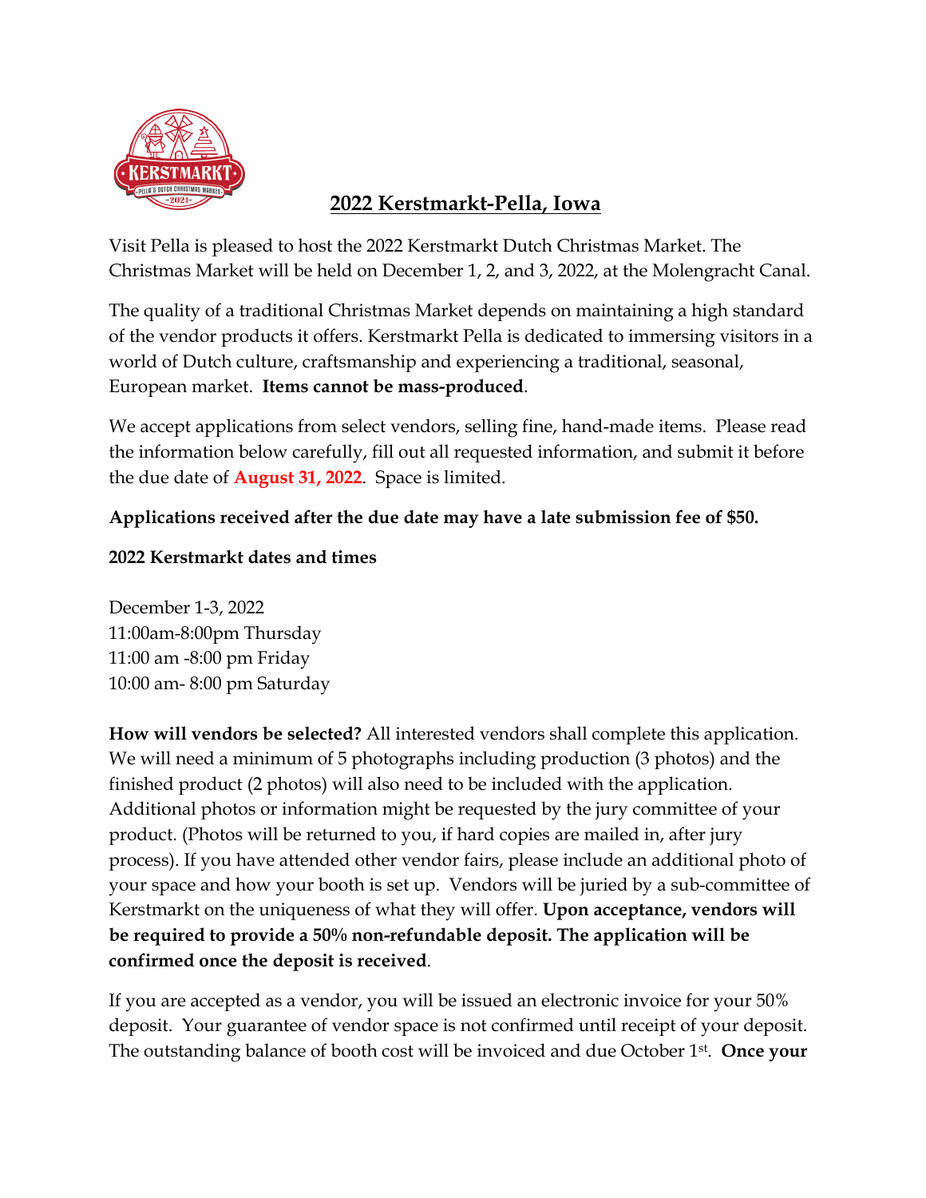# 2022 Kerstmarkt-Pella, Iowa

Visit Pella is pleased to host the 2022 Kerstmarkt Dutch Christmas Market. The Christmas Market will be held on December 1, 2, and 3, 2022, at the Molengracht Canal.

The quality of a traditional Christmas Market depends on maintaining a high standard of the vendor products it offers. Kerstmarkt Pella is dedicated to immersing visitors in a world of Dutch culture, craftsmanship and experiencing a traditional, seasonal, European market. **Items cannot be mass-produced**.

We accept applications from select vendors, selling fine, hand-made items. Please read the information below carefully, fill out all requested information, and submit it before the due date of **August 31, 2022**. Space is limited.

**Applications received after the due date may have a late submission fee of $50.**

**2022 Kerstmarkt dates and times**

December 1-3, 2022
11:00am-8:00pm Thursday
11:00 am -8:00 pm Friday
10:00 am- 8:00 pm Saturday

**How will vendors be selected?** All interested vendors shall complete this application. We will need a minimum of 5 photographs including production (3 photos) and the finished product (2 photos) will also need to be included with the application. Additional photos or information might be requested by the jury committee of your product. (Photos will be returned to you, if hard copies are mailed in, after jury process). If you have attended other vendor fairs, please include an additional photo of your space and how your booth is set up. Vendors will be juried by a sub-committee of Kerstmarkt on the uniqueness of what they will offer. **Upon acceptance, vendors will be required to provide a 50% non-refundable deposit. The application will be confirmed once the deposit is received**.

If you are accepted as a vendor, you will be issued an electronic invoice for your 50% deposit. Your guarantee of vendor space is not confirmed until receipt of your deposit. The outstanding balance of booth cost will be invoiced and due October 1st. **Once your**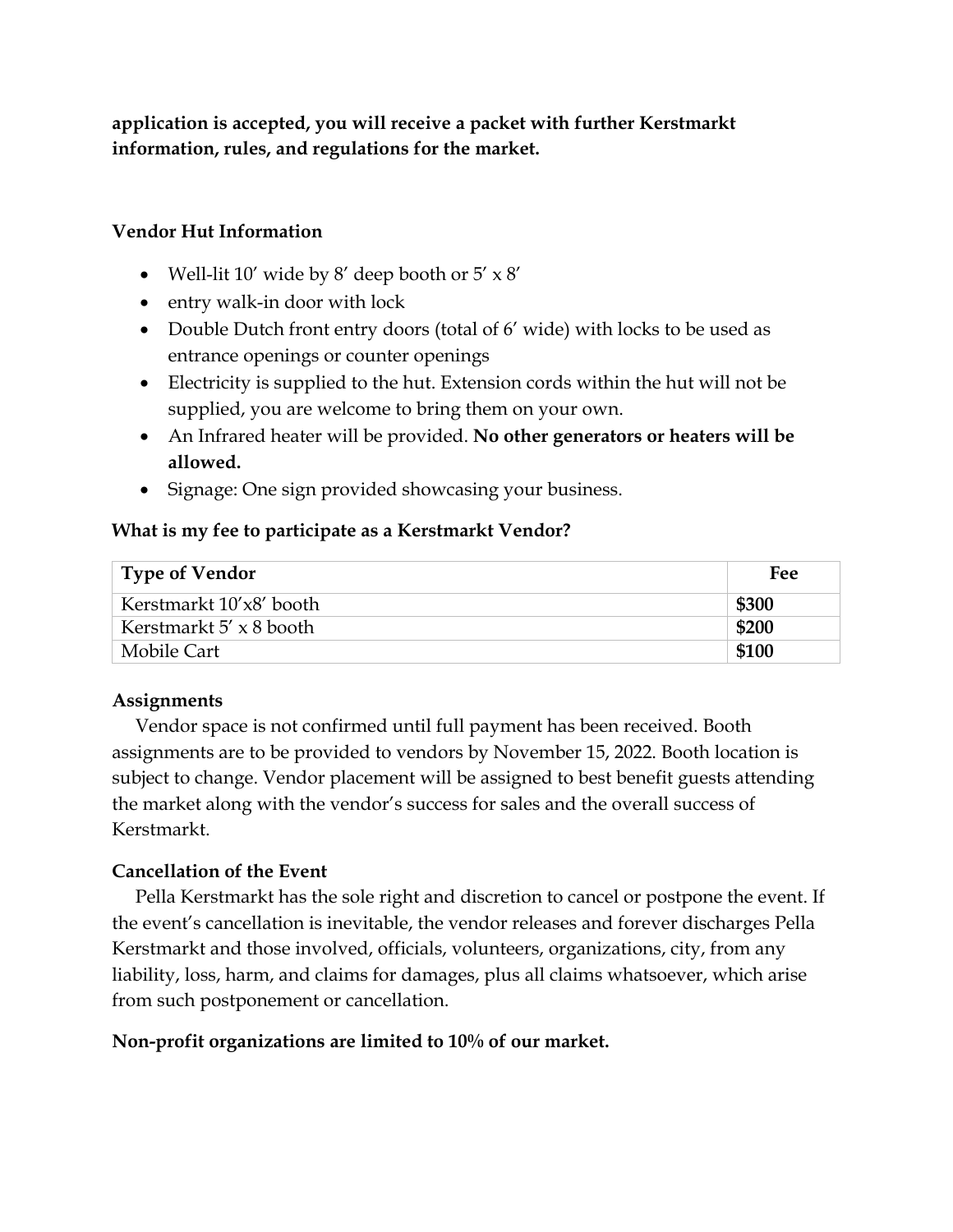**application is accepted, you will receive a packet with further Kerstmarkt information, rules, and regulations for the market.**

### Vendor Hut Information

- Well-lit 10' wide by 8' deep booth or 5' x 8'
- entry walk-in door with lock
- Double Dutch front entry doors (total of 6' wide) with locks to be used as entrance openings or counter openings
- Electricity is supplied to the hut. Extension cords within the hut will not be supplied, you are welcome to bring them on your own.
- An Infrared heater will be provided. **No other generators or heaters will be allowed.**
- Signage: One sign provided showcasing your business.

### What is my fee to participate as a Kerstmarkt Vendor?

| Type of Vendor | Fee |
|---|---|
| Kerstmarkt 10'x8' booth | **$300** |
| Kerstmarkt 5' x 8 booth | **$200** |
| Mobile Cart | **$100** |

### Assignments

Vendor space is not confirmed until full payment has been received. Booth assignments are to be provided to vendors by November 15, 2022. Booth location is subject to change. Vendor placement will be assigned to best benefit guests attending the market along with the vendor's success for sales and the overall success of Kerstmarkt.

### Cancellation of the Event

Pella Kerstmarkt has the sole right and discretion to cancel or postpone the event. If the event's cancellation is inevitable, the vendor releases and forever discharges Pella Kerstmarkt and those involved, officials, volunteers, organizations, city, from any liability, loss, harm, and claims for damages, plus all claims whatsoever, which arise from such postponement or cancellation.

**Non-profit organizations are limited to 10% of our market.**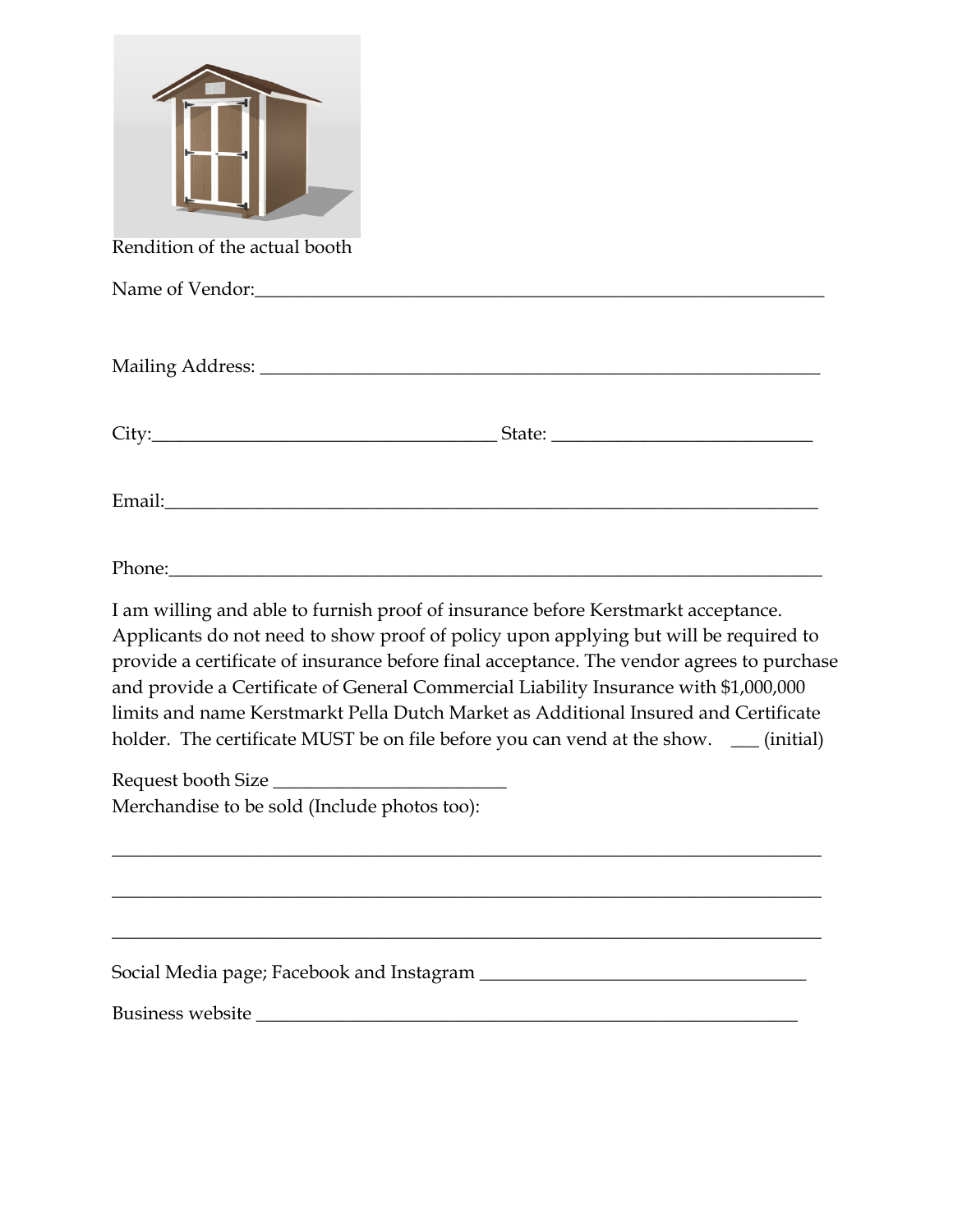Rendition of the actual booth

Name of Vendor:______________________________________________________________

Mailing Address: _____________________________________________________________

City:____________________________________ State: ___________________________

Email:________________________________________________________________________

Phone:________________________________________________________________________

I am willing and able to furnish proof of insurance before Kerstmarkt acceptance. Applicants do not need to show proof of policy upon applying but will be required to provide a certificate of insurance before final acceptance. The vendor agrees to purchase and provide a Certificate of General Commercial Liability Insurance with $1,000,000 limits and name Kerstmarkt Pella Dutch Market as Additional Insured and Certificate holder. The certificate MUST be on file before you can vend at the show. ___ (initial)

Request booth Size ________________________

Merchandise to be sold (Include photos too):

_____________________________________________________________________________

_____________________________________________________________________________

_____________________________________________________________________________

Social Media page; Facebook and Instagram __________________________________

Business website ____________________________________________________________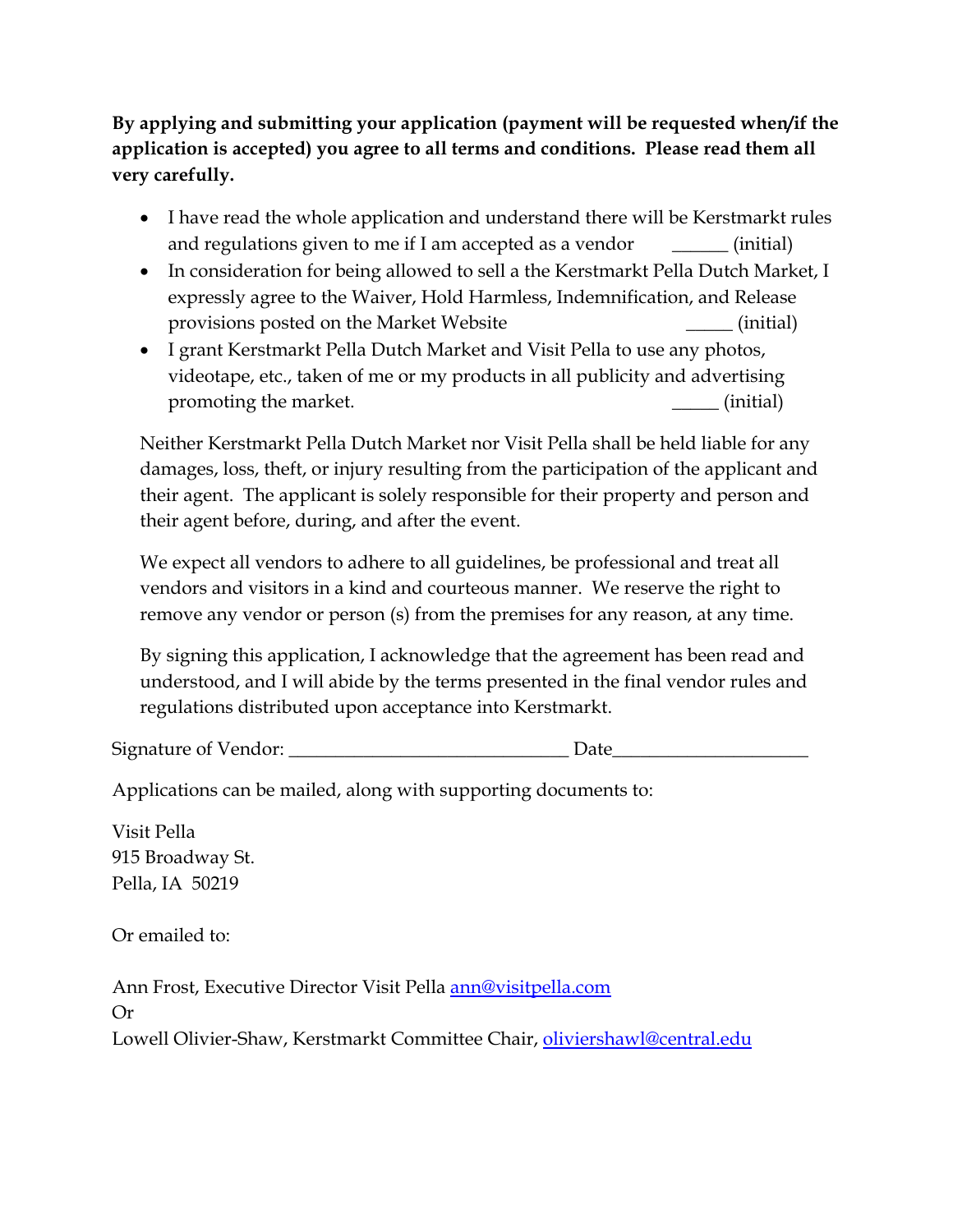**By applying and submitting your application (payment will be requested when/if the application is accepted) you agree to all terms and conditions. Please read them all very carefully.**

- I have read the whole application and understand there will be Kerstmarkt rules and regulations given to me if I am accepted as a vendor ______ (initial)
- In consideration for being allowed to sell a the Kerstmarkt Pella Dutch Market, I expressly agree to the Waiver, Hold Harmless, Indemnification, and Release provisions posted on the Market Website _____ (initial)
- I grant Kerstmarkt Pella Dutch Market and Visit Pella to use any photos, videotape, etc., taken of me or my products in all publicity and advertising promoting the market. _____ (initial)

Neither Kerstmarkt Pella Dutch Market nor Visit Pella shall be held liable for any damages, loss, theft, or injury resulting from the participation of the applicant and their agent. The applicant is solely responsible for their property and person and their agent before, during, and after the event.

We expect all vendors to adhere to all guidelines, be professional and treat all vendors and visitors in a kind and courteous manner. We reserve the right to remove any vendor or person (s) from the premises for any reason, at any time.

By signing this application, I acknowledge that the agreement has been read and understood, and I will abide by the terms presented in the final vendor rules and regulations distributed upon acceptance into Kerstmarkt.

Signature of Vendor: _____________________________ Date____________________

Applications can be mailed, along with supporting documents to:

Visit Pella  
915 Broadway St.  
Pella, IA 50219

Or emailed to:

Ann Frost, Executive Director Visit Pella ann@visitpella.com  
Or  
Lowell Olivier-Shaw, Kerstmarkt Committee Chair, oliviershawl@central.edu